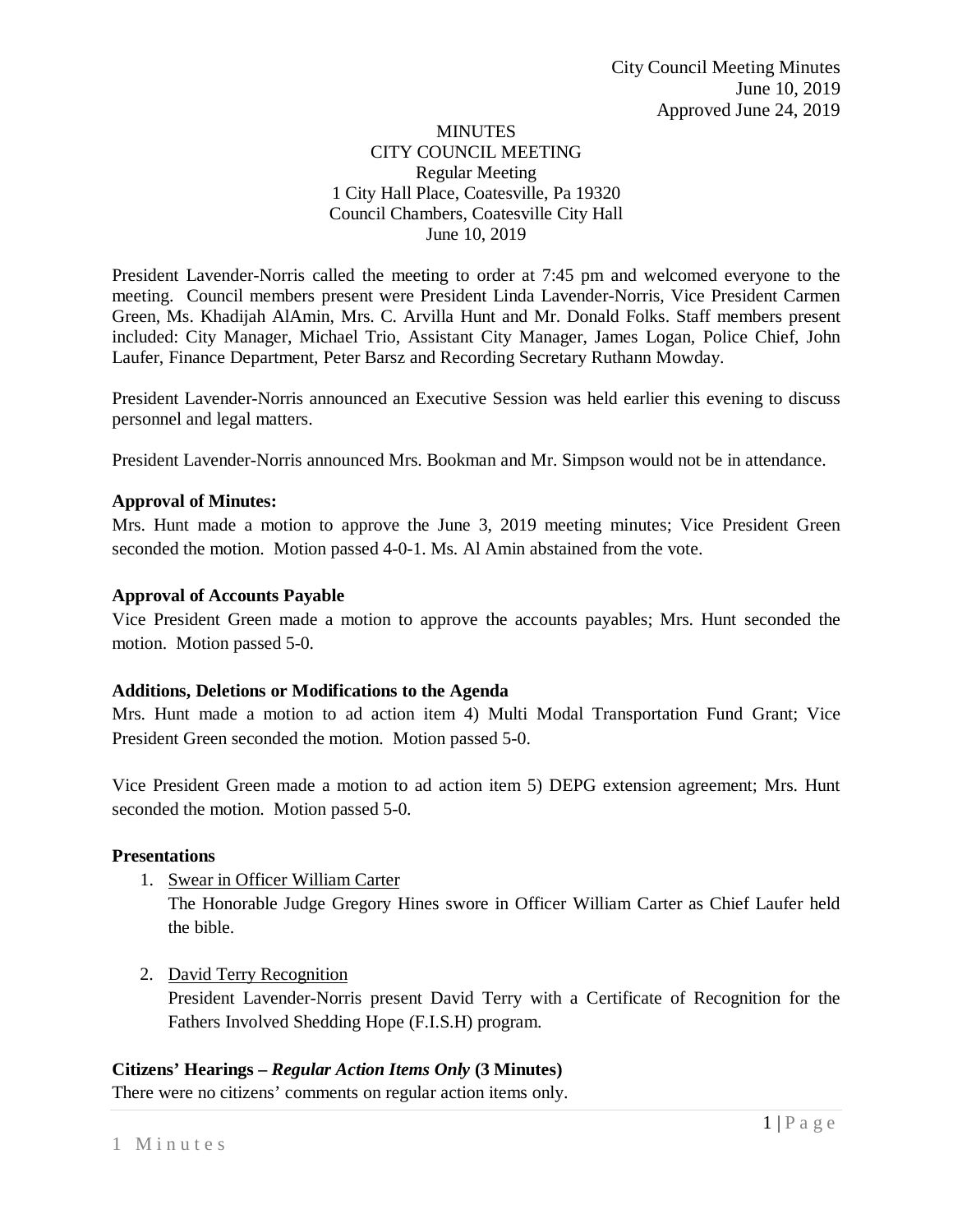City Council Meeting Minutes
June 10, 2019
Approved June 24, 2019

# MINUTES
## CITY COUNCIL MEETING
Regular Meeting
1 City Hall Place, Coatesville, Pa 19320
Council Chambers, Coatesville City Hall
June 10, 2019

President Lavender-Norris called the meeting to order at 7:45 pm and welcomed everyone to the meeting. Council members present were President Linda Lavender-Norris, Vice President Carmen Green, Ms. Khadijah AlAmin, Mrs. C. Arvilla Hunt and Mr. Donald Folks. Staff members present included: City Manager, Michael Trio, Assistant City Manager, James Logan, Police Chief, John Laufer, Finance Department, Peter Barsz and Recording Secretary Ruthann Mowday.

President Lavender-Norris announced an Executive Session was held earlier this evening to discuss personnel and legal matters.

President Lavender-Norris announced Mrs. Bookman and Mr. Simpson would not be in attendance.

**Approval of Minutes:**
Mrs. Hunt made a motion to approve the June 3, 2019 meeting minutes; Vice President Green seconded the motion. Motion passed 4-0-1. Ms. Al Amin abstained from the vote.

**Approval of Accounts Payable**
Vice President Green made a motion to approve the accounts payables; Mrs. Hunt seconded the motion. Motion passed 5-0.

**Additions, Deletions or Modifications to the Agenda**
Mrs. Hunt made a motion to ad action item 4) Multi Modal Transportation Fund Grant; Vice President Green seconded the motion. Motion passed 5-0.

Vice President Green made a motion to ad action item 5) DEPG extension agreement; Mrs. Hunt seconded the motion. Motion passed 5-0.

**Presentations**

1. Swear in Officer William Carter
   The Honorable Judge Gregory Hines swore in Officer William Carter as Chief Laufer held the bible.

2. David Terry Recognition
   President Lavender-Norris present David Terry with a Certificate of Recognition for the Fathers Involved Shedding Hope (F.I.S.H) program.

**Citizens' Hearings – *Regular Action Items Only* (3 Minutes)**
There were no citizens' comments on regular action items only.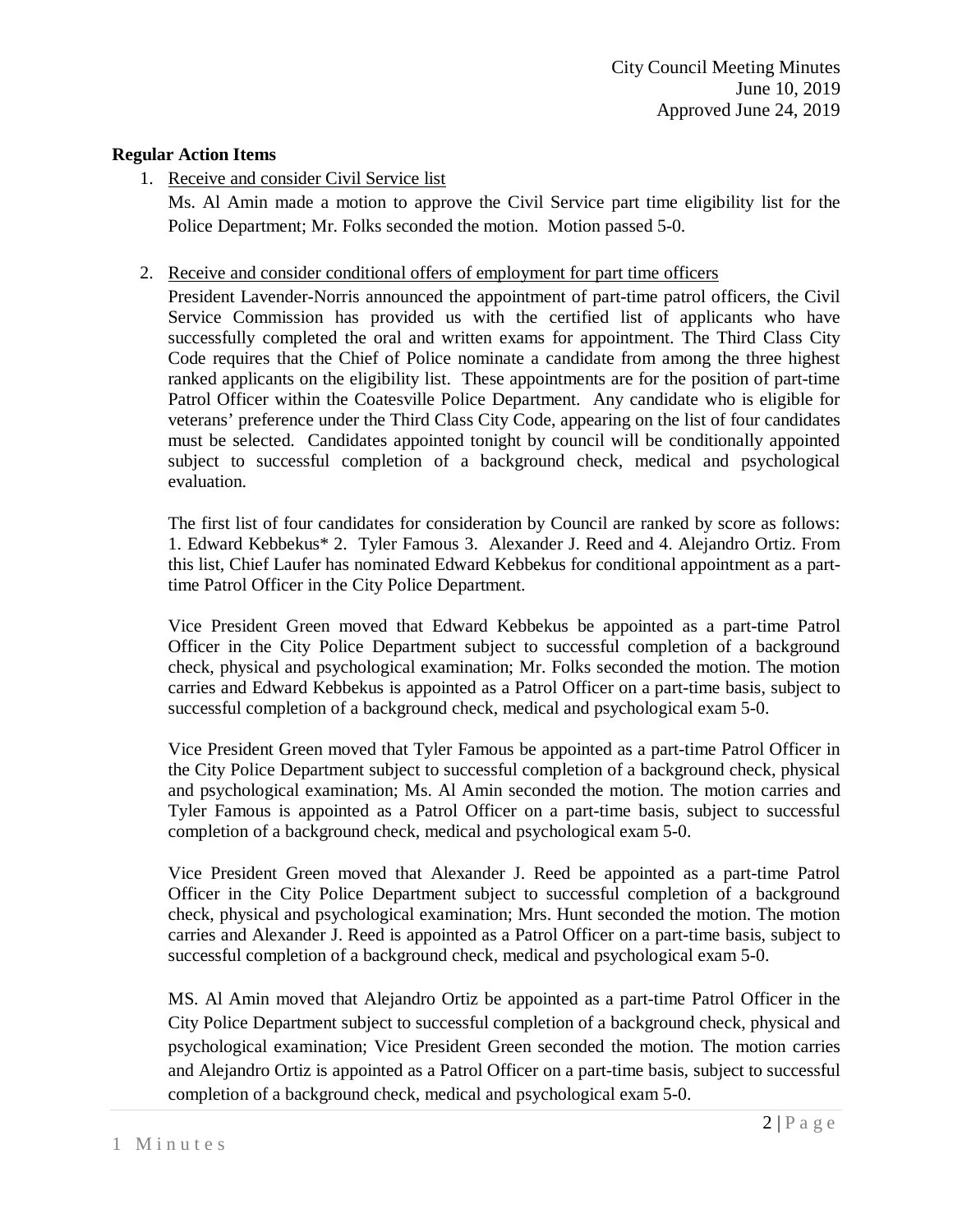**Regular Action Items**

1. Receive and consider Civil Service list

   Ms. Al Amin made a motion to approve the Civil Service part time eligibility list for the Police Department; Mr. Folks seconded the motion. Motion passed 5-0.

2. Receive and consider conditional offers of employment for part time officers

   President Lavender-Norris announced the appointment of part-time patrol officers, the Civil Service Commission has provided us with the certified list of applicants who have successfully completed the oral and written exams for appointment. The Third Class City Code requires that the Chief of Police nominate a candidate from among the three highest ranked applicants on the eligibility list. These appointments are for the position of part-time Patrol Officer within the Coatesville Police Department. Any candidate who is eligible for veterans' preference under the Third Class City Code, appearing on the list of four candidates must be selected. Candidates appointed tonight by council will be conditionally appointed subject to successful completion of a background check, medical and psychological evaluation.

   The first list of four candidates for consideration by Council are ranked by score as follows: 1. Edward Kebbekus* 2. Tyler Famous 3. Alexander J. Reed and 4. Alejandro Ortiz. From this list, Chief Laufer has nominated Edward Kebbekus for conditional appointment as a part-time Patrol Officer in the City Police Department.

   Vice President Green moved that Edward Kebbekus be appointed as a part-time Patrol Officer in the City Police Department subject to successful completion of a background check, physical and psychological examination; Mr. Folks seconded the motion. The motion carries and Edward Kebbekus is appointed as a Patrol Officer on a part-time basis, subject to successful completion of a background check, medical and psychological exam 5-0.

   Vice President Green moved that Tyler Famous be appointed as a part-time Patrol Officer in the City Police Department subject to successful completion of a background check, physical and psychological examination; Ms. Al Amin seconded the motion. The motion carries and Tyler Famous is appointed as a Patrol Officer on a part-time basis, subject to successful completion of a background check, medical and psychological exam 5-0.

   Vice President Green moved that Alexander J. Reed be appointed as a part-time Patrol Officer in the City Police Department subject to successful completion of a background check, physical and psychological examination; Mrs. Hunt seconded the motion. The motion carries and Alexander J. Reed is appointed as a Patrol Officer on a part-time basis, subject to successful completion of a background check, medical and psychological exam 5-0.

   MS. Al Amin moved that Alejandro Ortiz be appointed as a part-time Patrol Officer in the City Police Department subject to successful completion of a background check, physical and psychological examination; Vice President Green seconded the motion. The motion carries and Alejandro Ortiz is appointed as a Patrol Officer on a part-time basis, subject to successful completion of a background check, medical and psychological exam 5-0.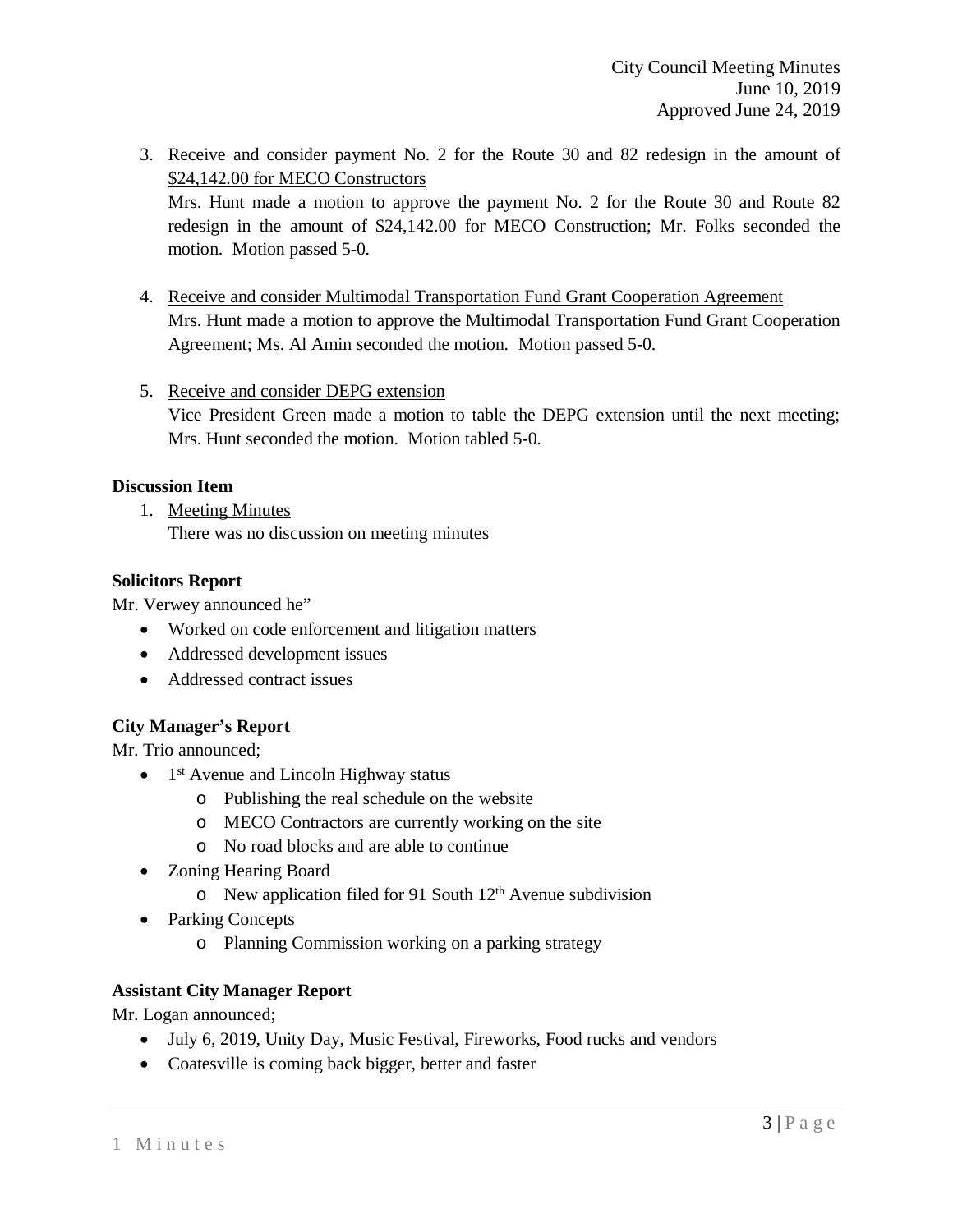3. Receive and consider payment No. 2 for the Route 30 and 82 redesign in the amount of $24,142.00 for MECO Constructors
   Mrs. Hunt made a motion to approve the payment No. 2 for the Route 30 and Route 82 redesign in the amount of $24,142.00 for MECO Construction; Mr. Folks seconded the motion. Motion passed 5-0.

4. Receive and consider Multimodal Transportation Fund Grant Cooperation Agreement
   Mrs. Hunt made a motion to approve the Multimodal Transportation Fund Grant Cooperation Agreement; Ms. Al Amin seconded the motion. Motion passed 5-0.

5. Receive and consider DEPG extension
   Vice President Green made a motion to table the DEPG extension until the next meeting; Mrs. Hunt seconded the motion. Motion tabled 5-0.

**Discussion Item**

1. Meeting Minutes
   There was no discussion on meeting minutes

**Solicitors Report**

Mr. Verwey announced he"

- Worked on code enforcement and litigation matters
- Addressed development issues
- Addressed contract issues

**City Manager's Report**

Mr. Trio announced;

- 1st Avenue and Lincoln Highway status
  - Publishing the real schedule on the website
  - MECO Contractors are currently working on the site
  - No road blocks and are able to continue
- Zoning Hearing Board
  - New application filed for 91 South 12th Avenue subdivision
- Parking Concepts
  - Planning Commission working on a parking strategy

**Assistant City Manager Report**

Mr. Logan announced;

- July 6, 2019, Unity Day, Music Festival, Fireworks, Food rucks and vendors
- Coatesville is coming back bigger, better and faster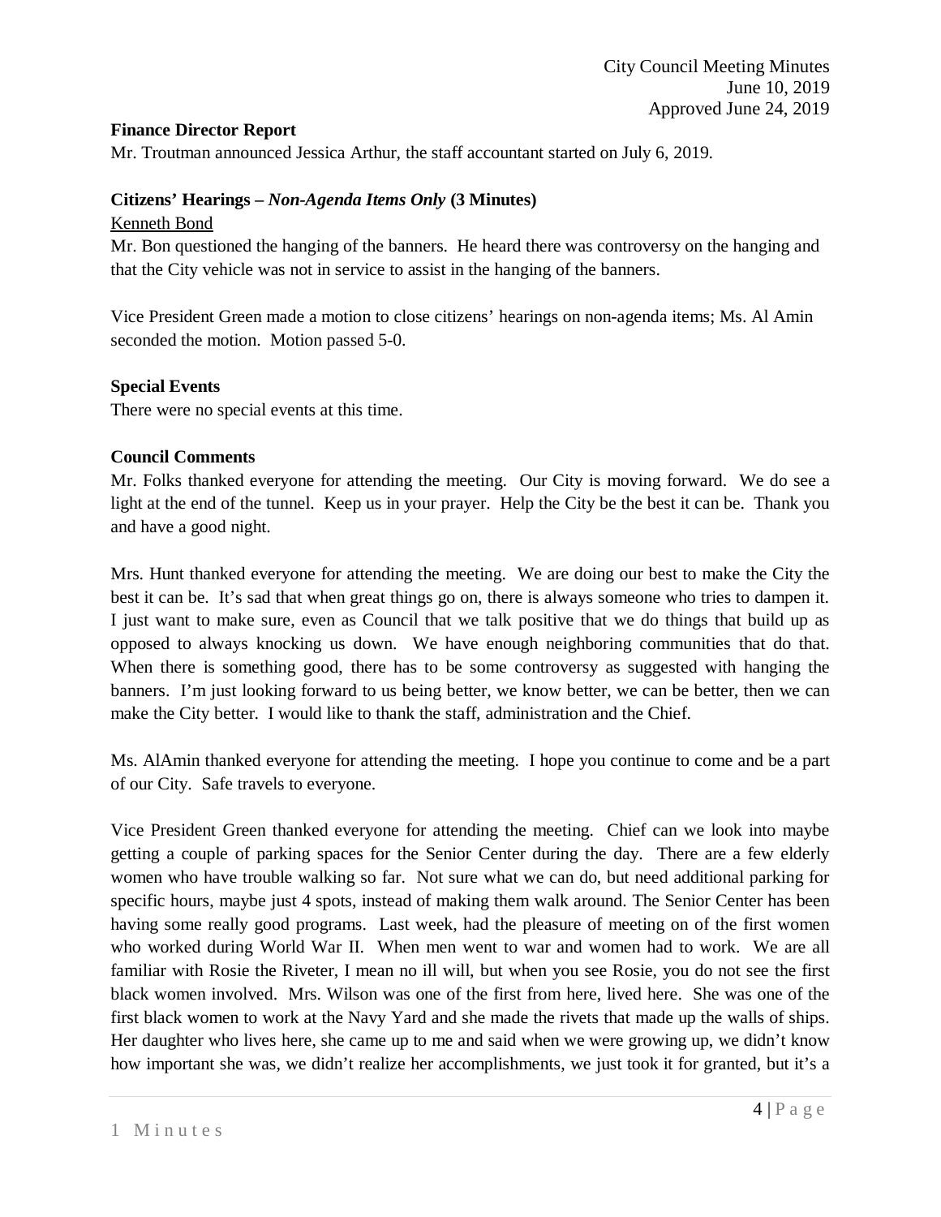**Finance Director Report**

Mr. Troutman announced Jessica Arthur, the staff accountant started on July 6, 2019.

**Citizens' Hearings –** ***Non-Agenda Items Only*** **(3 Minutes)**

Kenneth Bond

Mr. Bon questioned the hanging of the banners. He heard there was controversy on the hanging and that the City vehicle was not in service to assist in the hanging of the banners.

Vice President Green made a motion to close citizens' hearings on non-agenda items; Ms. Al Amin seconded the motion. Motion passed 5-0.

**Special Events**

There were no special events at this time.

**Council Comments**

Mr. Folks thanked everyone for attending the meeting. Our City is moving forward. We do see a light at the end of the tunnel. Keep us in your prayer. Help the City be the best it can be. Thank you and have a good night.

Mrs. Hunt thanked everyone for attending the meeting. We are doing our best to make the City the best it can be. It's sad that when great things go on, there is always someone who tries to dampen it. I just want to make sure, even as Council that we talk positive that we do things that build up as opposed to always knocking us down. We have enough neighboring communities that do that. When there is something good, there has to be some controversy as suggested with hanging the banners. I'm just looking forward to us being better, we know better, we can be better, then we can make the City better. I would like to thank the staff, administration and the Chief.

Ms. AlAmin thanked everyone for attending the meeting. I hope you continue to come and be a part of our City. Safe travels to everyone.

Vice President Green thanked everyone for attending the meeting. Chief can we look into maybe getting a couple of parking spaces for the Senior Center during the day. There are a few elderly women who have trouble walking so far. Not sure what we can do, but need additional parking for specific hours, maybe just 4 spots, instead of making them walk around. The Senior Center has been having some really good programs. Last week, had the pleasure of meeting on of the first women who worked during World War II. When men went to war and women had to work. We are all familiar with Rosie the Riveter, I mean no ill will, but when you see Rosie, you do not see the first black women involved. Mrs. Wilson was one of the first from here, lived here. She was one of the first black women to work at the Navy Yard and she made the rivets that made up the walls of ships. Her daughter who lives here, she came up to me and said when we were growing up, we didn't know how important she was, we didn't realize her accomplishments, we just took it for granted, but it's a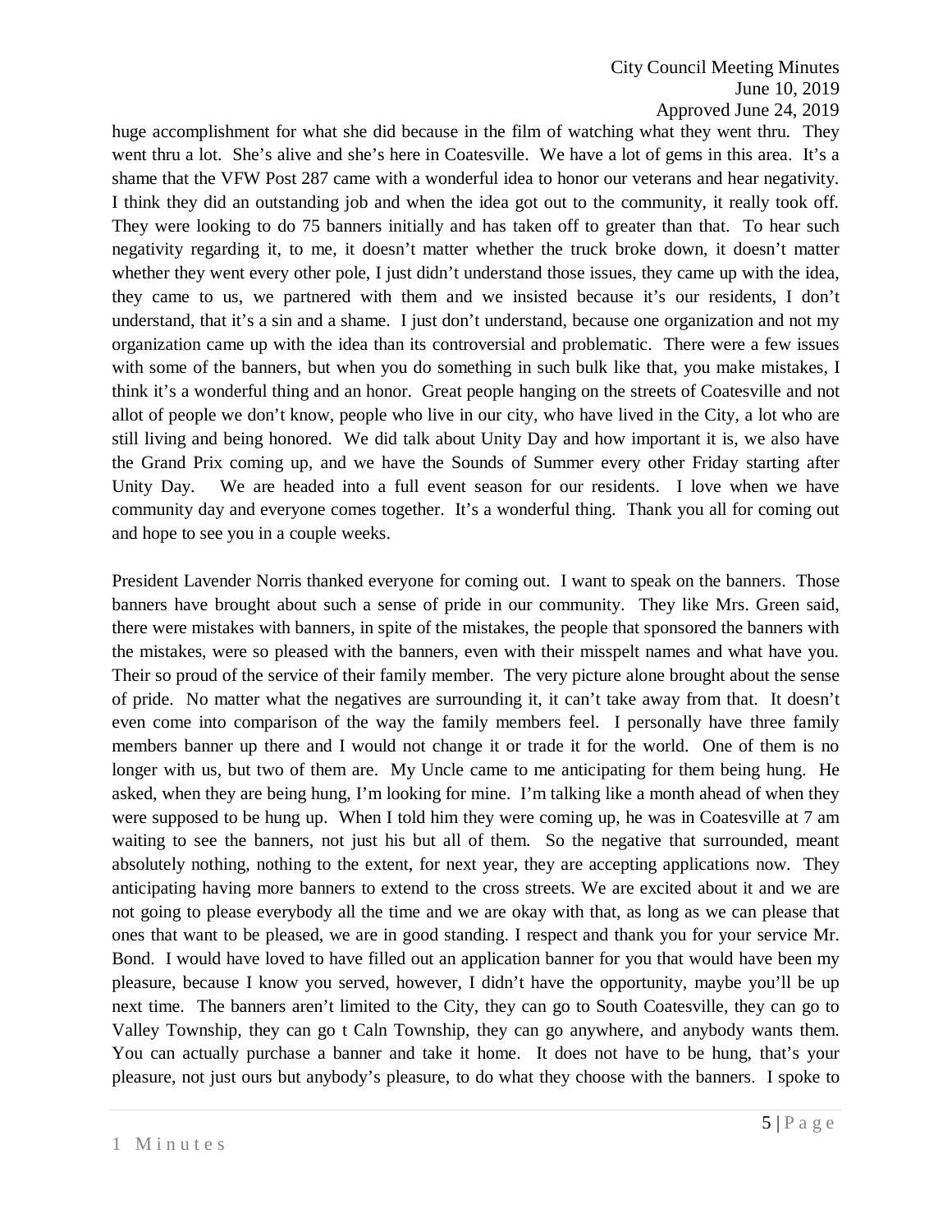huge accomplishment for what she did because in the film of watching what they went thru. They went thru a lot. She's alive and she's here in Coatesville. We have a lot of gems in this area. It's a shame that the VFW Post 287 came with a wonderful idea to honor our veterans and hear negativity. I think they did an outstanding job and when the idea got out to the community, it really took off. They were looking to do 75 banners initially and has taken off to greater than that. To hear such negativity regarding it, to me, it doesn't matter whether the truck broke down, it doesn't matter whether they went every other pole, I just didn't understand those issues, they came up with the idea, they came to us, we partnered with them and we insisted because it's our residents, I don't understand, that it's a sin and a shame. I just don't understand, because one organization and not my organization came up with the idea than its controversial and problematic. There were a few issues with some of the banners, but when you do something in such bulk like that, you make mistakes, I think it's a wonderful thing and an honor. Great people hanging on the streets of Coatesville and not allot of people we don't know, people who live in our city, who have lived in the City, a lot who are still living and being honored. We did talk about Unity Day and how important it is, we also have the Grand Prix coming up, and we have the Sounds of Summer every other Friday starting after Unity Day. We are headed into a full event season for our residents. I love when we have community day and everyone comes together. It's a wonderful thing. Thank you all for coming out and hope to see you in a couple weeks.

President Lavender Norris thanked everyone for coming out. I want to speak on the banners. Those banners have brought about such a sense of pride in our community. They like Mrs. Green said, there were mistakes with banners, in spite of the mistakes, the people that sponsored the banners with the mistakes, were so pleased with the banners, even with their misspelt names and what have you. Their so proud of the service of their family member. The very picture alone brought about the sense of pride. No matter what the negatives are surrounding it, it can't take away from that. It doesn't even come into comparison of the way the family members feel. I personally have three family members banner up there and I would not change it or trade it for the world. One of them is no longer with us, but two of them are. My Uncle came to me anticipating for them being hung. He asked, when they are being hung, I'm looking for mine. I'm talking like a month ahead of when they were supposed to be hung up. When I told him they were coming up, he was in Coatesville at 7 am waiting to see the banners, not just his but all of them. So the negative that surrounded, meant absolutely nothing, nothing to the extent, for next year, they are accepting applications now. They anticipating having more banners to extend to the cross streets. We are excited about it and we are not going to please everybody all the time and we are okay with that, as long as we can please that ones that want to be pleased, we are in good standing. I respect and thank you for your service Mr. Bond. I would have loved to have filled out an application banner for you that would have been my pleasure, because I know you served, however, I didn't have the opportunity, maybe you'll be up next time. The banners aren't limited to the City, they can go to South Coatesville, they can go to Valley Township, they can go t Caln Township, they can go anywhere, and anybody wants them. You can actually purchase a banner and take it home. It does not have to be hung, that's your pleasure, not just ours but anybody's pleasure, to do what they choose with the banners. I spoke to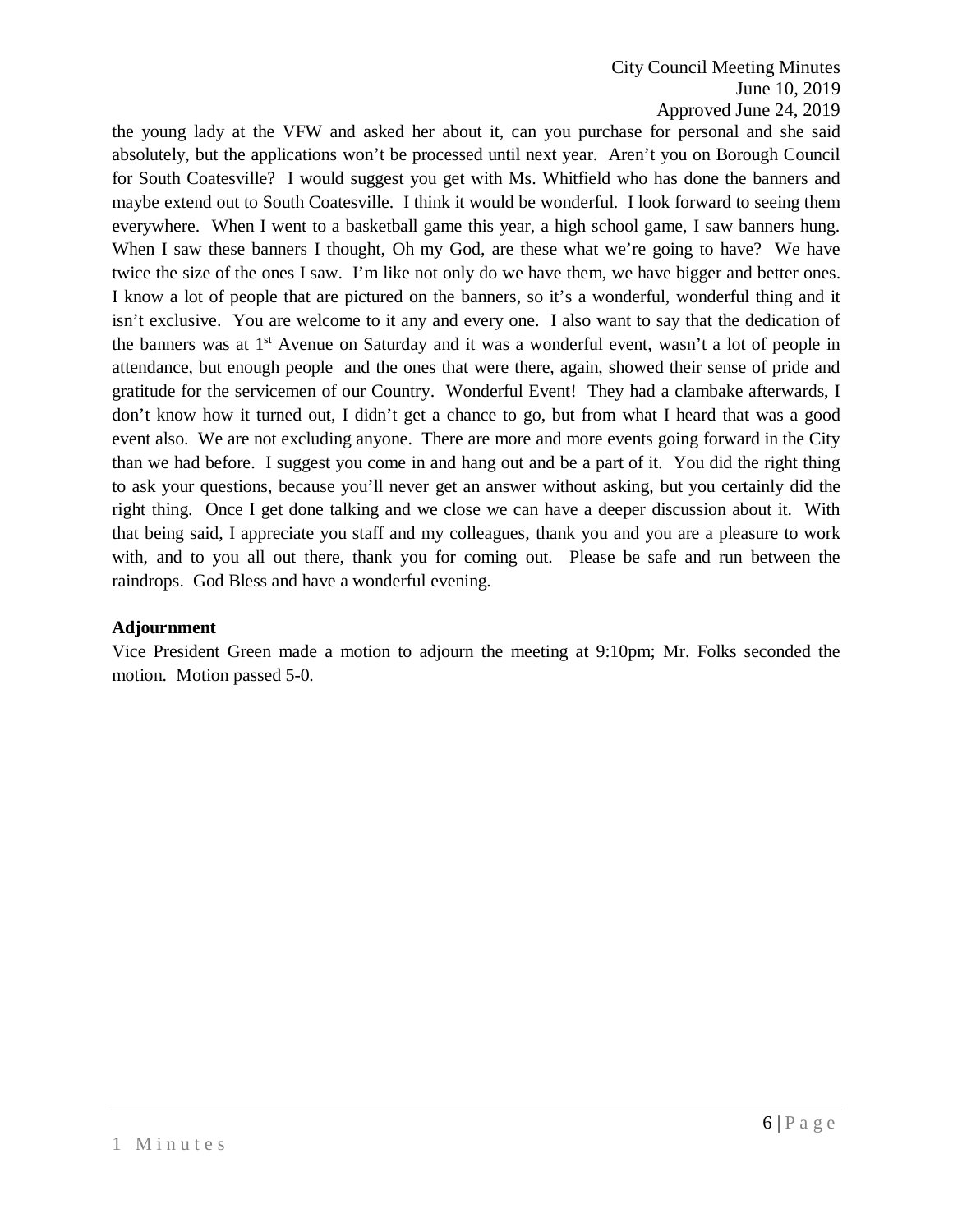the young lady at the VFW and asked her about it, can you purchase for personal and she said absolutely, but the applications won't be processed until next year. Aren't you on Borough Council for South Coatesville? I would suggest you get with Ms. Whitfield who has done the banners and maybe extend out to South Coatesville. I think it would be wonderful. I look forward to seeing them everywhere. When I went to a basketball game this year, a high school game, I saw banners hung. When I saw these banners I thought, Oh my God, are these what we're going to have? We have twice the size of the ones I saw. I'm like not only do we have them, we have bigger and better ones. I know a lot of people that are pictured on the banners, so it's a wonderful, wonderful thing and it isn't exclusive. You are welcome to it any and every one. I also want to say that the dedication of the banners was at 1st Avenue on Saturday and it was a wonderful event, wasn't a lot of people in attendance, but enough people and the ones that were there, again, showed their sense of pride and gratitude for the servicemen of our Country. Wonderful Event! They had a clambake afterwards, I don't know how it turned out, I didn't get a chance to go, but from what I heard that was a good event also. We are not excluding anyone. There are more and more events going forward in the City than we had before. I suggest you come in and hang out and be a part of it. You did the right thing to ask your questions, because you'll never get an answer without asking, but you certainly did the right thing. Once I get done talking and we close we can have a deeper discussion about it. With that being said, I appreciate you staff and my colleagues, thank you and you are a pleasure to work with, and to you all out there, thank you for coming out. Please be safe and run between the raindrops. God Bless and have a wonderful evening.

**Adjournment**

Vice President Green made a motion to adjourn the meeting at 9:10pm; Mr. Folks seconded the motion. Motion passed 5-0.